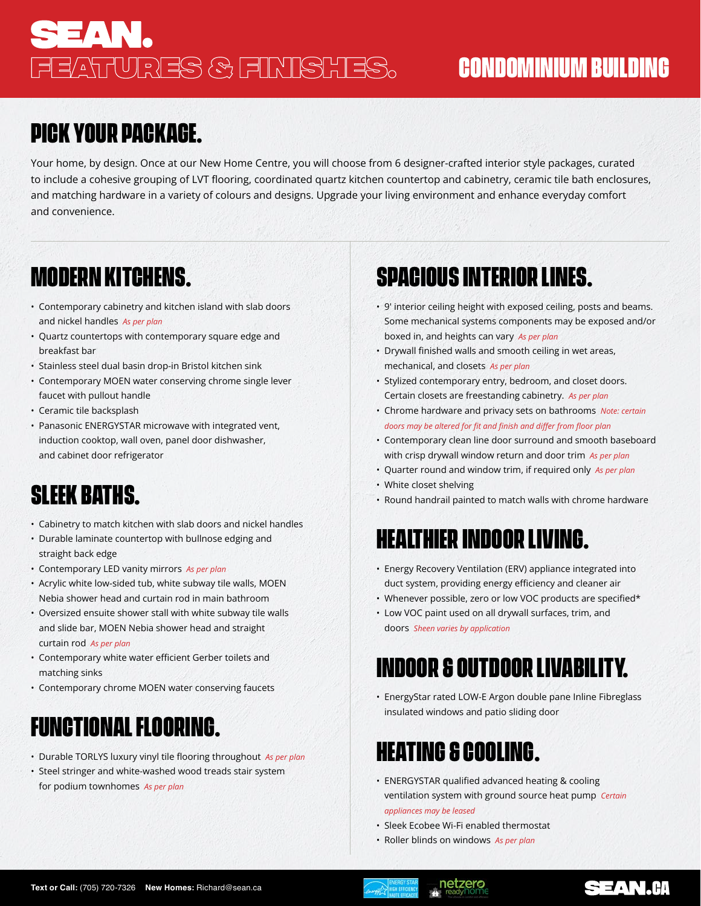# SEAN.

## FEATURES & FINISHES.

## CONDOMINIUM BUILDING

## PICK YOUR PACKAGE.

Your home, by design. Once at our New Home Centre, you will choose from 6 designer-crafted interior style packages, curated to include a cohesive grouping of LVT flooring, coordinated quartz kitchen countertop and cabinetry, ceramic tile bath enclosures, and matching hardware in a variety of colours and designs. Upgrade your living environment and enhance everyday comfort and convenience.

## MODERN KITCHENS.

- Contemporary cabinetry and kitchen island with slab doors and nickel handles *As per plan*
- Quartz countertops with contemporary square edge and breakfast bar
- Stainless steel dual basin drop-in Bristol kitchen sink
- Contemporary MOEN water conserving chrome single lever faucet with pullout handle
- Ceramic tile backsplash
- Panasonic ENERGYSTAR microwave with integrated vent, induction cooktop, wall oven, panel door dishwasher, and cabinet door refrigerator

## SLEEK BATHS.

- Cabinetry to match kitchen with slab doors and nickel handles
- Durable laminate countertop with bullnose edging and straight back edge
- Contemporary LED vanity mirrors *As per plan*
- Acrylic white low-sided tub, white subway tile walls, MOEN Nebia shower head and curtain rod in main bathroom
- Oversized ensuite shower stall with white subway tile walls and slide bar, MOEN Nebia shower head and straight curtain rod *As per plan*
- Contemporary white water efficient Gerber toilets and matching sinks
- Contemporary chrome MOEN water conserving faucets

## FUNCTIONAL FLOORING.

- Durable TORLYS luxury vinyl tile flooring throughout *As per plan*
- Steel stringer and white-washed wood treads stair system for podium townhomes *As per plan*

## SPACIOUS INTERIOR LINES.

- 9' interior ceiling height with exposed ceiling, posts and beams. Some mechanical systems components may be exposed and/or boxed in, and heights can vary *As per plan*
- Drywall finished walls and smooth ceiling in wet areas, mechanical, and closets *As per plan*
- Stylized contemporary entry, bedroom, and closet doors. Certain closets are freestanding cabinetry. *As per plan*
- Chrome hardware and privacy sets on bathrooms *Note: certain doors may be altered for fit and finish and differ from floor plan*
- Contemporary clean line door surround and smooth baseboard with crisp drywall window return and door trim *As per plan*
- Quarter round and window trim, if required only *As per plan*
- White closet shelving
- Round handrail painted to match walls with chrome hardware

## HEALTHIER INDOOR LIVING.

- Energy Recovery Ventilation (ERV) appliance integrated into duct system, providing energy efficiency and cleaner air
- Whenever possible, zero or low VOC products are specified*
- Low VOC paint used on all drywall surfaces, trim, and doors *Sheen varies by application*

## INDOOR & OUTDOOR LIVABILITY.

- EnergyStar rated LOW-E Argon double pane Inline Fibreglass insulated windows and patio sliding door

## HEATING & COOLING.

- ENERGYSTAR qualified advanced heating & cooling ventilation system with ground source heat pump *Certain appliances may be leased*
- Sleek Ecobee Wi-Fi enabled thermostat
- Roller blinds on windows *As per plan*

**Text or Call:** (705) 720-7326 **New Homes:** Richard@sean.ca

SEAN.CA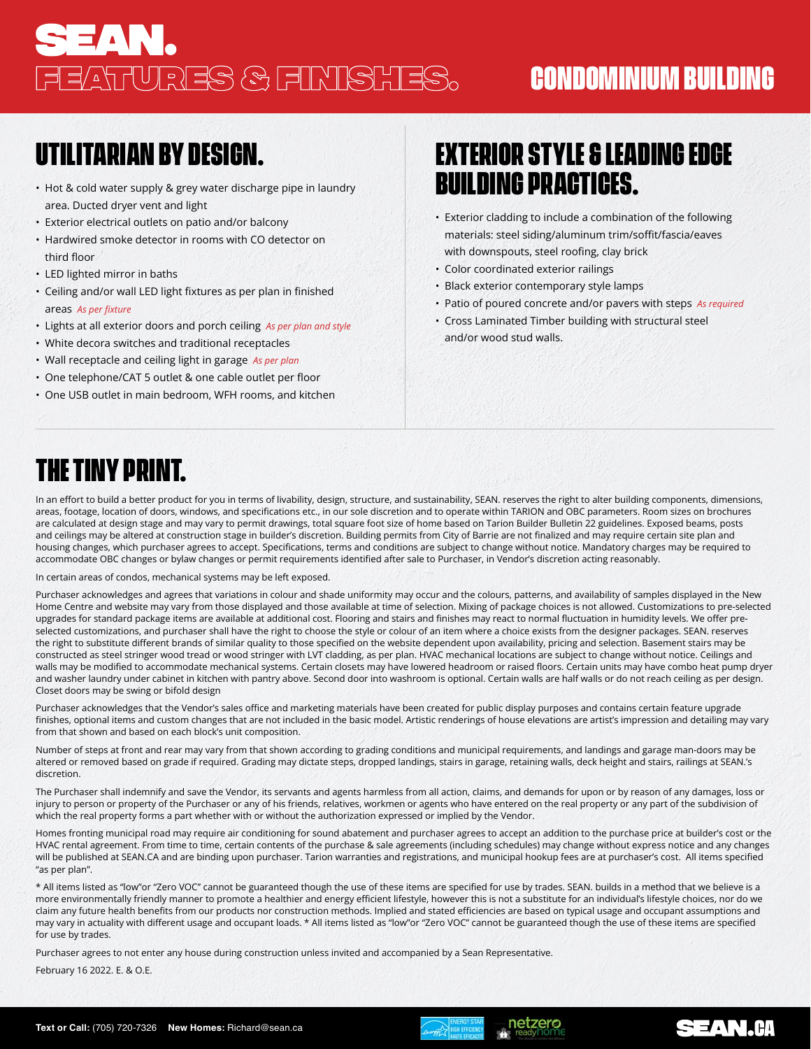# SEAN.
# FEATURES & FINISHES.

## CONDOMINIUM BUILDING

## UTILITARIAN BY DESIGN.

- Hot & cold water supply & grey water discharge pipe in laundry area. Ducted dryer vent and light
- Exterior electrical outlets on patio and/or balcony
- Hardwired smoke detector in rooms with CO detector on third floor
- LED lighted mirror in baths
- Ceiling and/or wall LED light fixtures as per plan in finished areas *As per fixture*
- Lights at all exterior doors and porch ceiling *As per plan and style*
- White decora switches and traditional receptacles
- Wall receptacle and ceiling light in garage *As per plan*
- One telephone/CAT 5 outlet & one cable outlet per floor
- One USB outlet in main bedroom, WFH rooms, and kitchen

## EXTERIOR STYLE & LEADING EDGE BUILDING PRACTICES.

- Exterior cladding to include a combination of the following materials: steel siding/aluminum trim/soffit/fascia/eaves with downspouts, steel roofing, clay brick
- Color coordinated exterior railings
- Black exterior contemporary style lamps
- Patio of poured concrete and/or pavers with steps *As required*
- Cross Laminated Timber building with structural steel and/or wood stud walls.

## THE TINY PRINT.

In an effort to build a better product for you in terms of livability, design, structure, and sustainability, SEAN. reserves the right to alter building components, dimensions, areas, footage, location of doors, windows, and specifications etc., in our sole discretion and to operate within TARION and OBC parameters. Room sizes on brochures are calculated at design stage and may vary to permit drawings, total square foot size of home based on Tarion Builder Bulletin 22 guidelines. Exposed beams, posts and ceilings may be altered at construction stage in builder's discretion. Building permits from City of Barrie are not finalized and may require certain site plan and housing changes, which purchaser agrees to accept. Specifications, terms and conditions are subject to change without notice. Mandatory charges may be required to accommodate OBC changes or bylaw changes or permit requirements identified after sale to Purchaser, in Vendor's discretion acting reasonably.

In certain areas of condos, mechanical systems may be left exposed.

Purchaser acknowledges and agrees that variations in colour and shade uniformity may occur and the colours, patterns, and availability of samples displayed in the New Home Centre and website may vary from those displayed and those available at time of selection. Mixing of package choices is not allowed. Customizations to pre-selected upgrades for standard package items are available at additional cost. Flooring and stairs and finishes may react to normal fluctuation in humidity levels. We offer pre-selected customizations, and purchaser shall have the right to choose the style or colour of an item where a choice exists from the designer packages. SEAN. reserves the right to substitute different brands of similar quality to those specified on the website dependent upon availability, pricing and selection. Basement stairs may be constructed as steel stringer wood tread or wood stringer with LVT cladding, as per plan. HVAC mechanical locations are subject to change without notice. Ceilings and walls may be modified to accommodate mechanical systems. Certain closets may have lowered headroom or raised floors. Certain units may have combo heat pump dryer and washer laundry under cabinet in kitchen with pantry above. Second door into washroom is optional. Certain walls are half walls or do not reach ceiling as per design. Closet doors may be swing or bifold design

Purchaser acknowledges that the Vendor's sales office and marketing materials have been created for public display purposes and contains certain feature upgrade finishes, optional items and custom changes that are not included in the basic model. Artistic renderings of house elevations are artist's impression and detailing may vary from that shown and based on each block's unit composition.

Number of steps at front and rear may vary from that shown according to grading conditions and municipal requirements, and landings and garage man-doors may be altered or removed based on grade if required. Grading may dictate steps, dropped landings, stairs in garage, retaining walls, deck height and stairs, railings at SEAN.'s discretion.

The Purchaser shall indemnify and save the Vendor, its servants and agents harmless from all action, claims, and demands for upon or by reason of any damages, loss or injury to person or property of the Purchaser or any of his friends, relatives, workmen or agents who have entered on the real property or any part of the subdivision of which the real property forms a part whether with or without the authorization expressed or implied by the Vendor.

Homes fronting municipal road may require air conditioning for sound abatement and purchaser agrees to accept an addition to the purchase price at builder's cost or the HVAC rental agreement. From time to time, certain contents of the purchase & sale agreements (including schedules) may change without express notice and any changes will be published at SEAN.CA and are binding upon purchaser. Tarion warranties and registrations, and municipal hookup fees are at purchaser's cost. All items specified "as per plan".

* All items listed as "low"or "Zero VOC" cannot be guaranteed though the use of these items are specified for use by trades. SEAN. builds in a method that we believe is a more environmentally friendly manner to promote a healthier and energy efficient lifestyle, however this is not a substitute for an individual's lifestyle choices, nor do we claim any future health benefits from our products nor construction methods. Implied and stated efficiencies are based on typical usage and occupant assumptions and may vary in actuality with different usage and occupant loads. * All items listed as "low"or "Zero VOC" cannot be guaranteed though the use of these items are specified for use by trades.

Purchaser agrees to not enter any house during construction unless invited and accompanied by a Sean Representative.

February 16 2022. E. & O.E.

**Text or Call:** (705) 720-7326 **New Homes:** Richard@sean.ca

SEAN.CA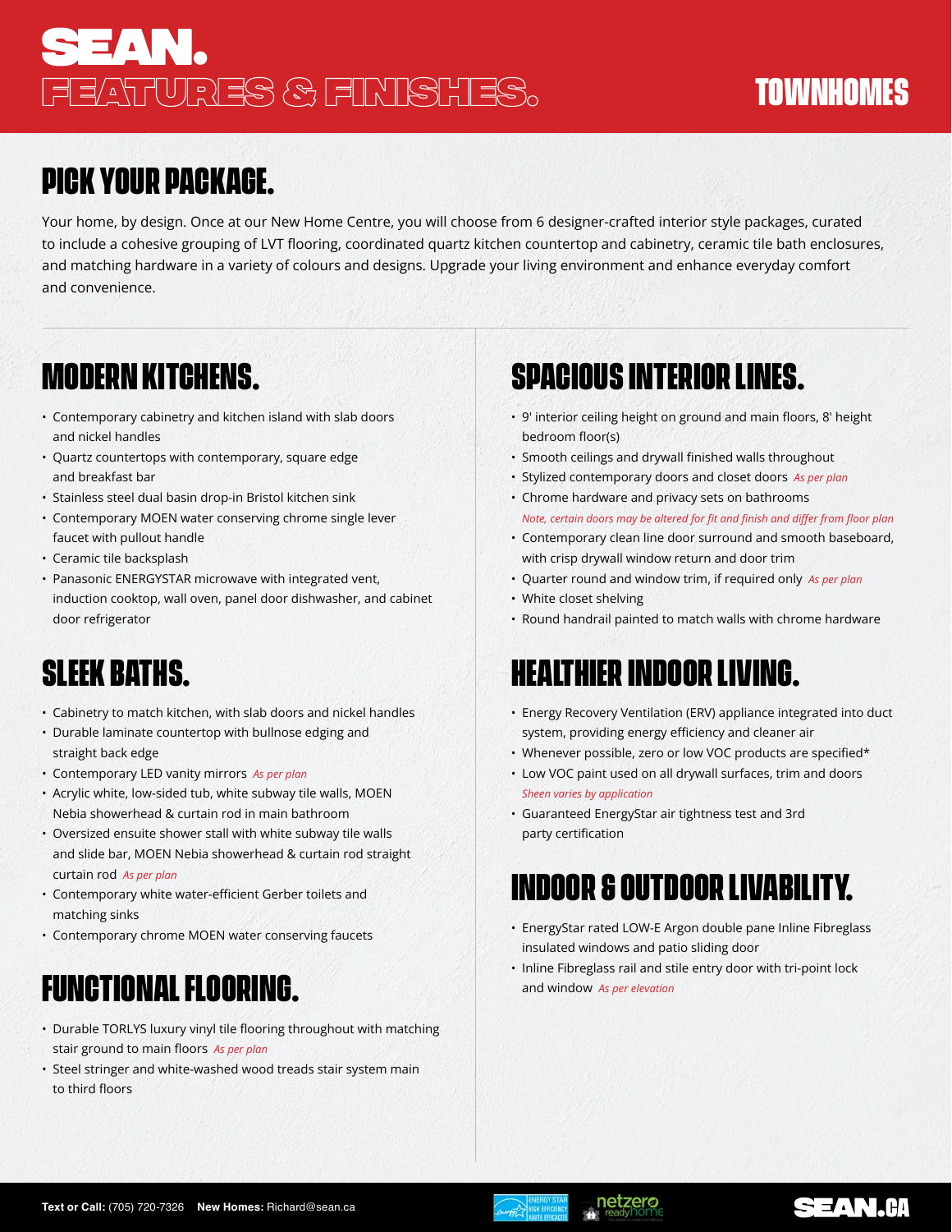# SEAN.

# FEATURES & FINISHES.

## TOWNHOMES

## PICK YOUR PACKAGE.

Your home, by design. Once at our New Home Centre, you will choose from 6 designer-crafted interior style packages, curated to include a cohesive grouping of LVT flooring, coordinated quartz kitchen countertop and cabinetry, ceramic tile bath enclosures, and matching hardware in a variety of colours and designs. Upgrade your living environment and enhance everyday comfort and convenience.

## MODERN KITCHENS.

- Contemporary cabinetry and kitchen island with slab doors and nickel handles
- Quartz countertops with contemporary, square edge and breakfast bar
- Stainless steel dual basin drop-in Bristol kitchen sink
- Contemporary MOEN water conserving chrome single lever faucet with pullout handle
- Ceramic tile backsplash
- Panasonic ENERGYSTAR microwave with integrated vent, induction cooktop, wall oven, panel door dishwasher, and cabinet door refrigerator

## SLEEK BATHS.

- Cabinetry to match kitchen, with slab doors and nickel handles
- Durable laminate countertop with bullnose edging and straight back edge
- Contemporary LED vanity mirrors *As per plan*
- Acrylic white, low-sided tub, white subway tile walls, MOEN Nebia showerhead & curtain rod in main bathroom
- Oversized ensuite shower stall with white subway tile walls and slide bar, MOEN Nebia showerhead & curtain rod straight curtain rod *As per plan*
- Contemporary white water-efficient Gerber toilets and matching sinks
- Contemporary chrome MOEN water conserving faucets

## FUNCTIONAL FLOORING.

- Durable TORLYS luxury vinyl tile flooring throughout with matching stair ground to main floors *As per plan*
- Steel stringer and white-washed wood treads stair system main to third floors

## SPACIOUS INTERIOR LINES.

- 9' interior ceiling height on ground and main floors, 8' height bedroom floor(s)
- Smooth ceilings and drywall finished walls throughout
- Stylized contemporary doors and closet doors *As per plan*
- Chrome hardware and privacy sets on bathrooms
  *Note, certain doors may be altered for fit and finish and differ from floor plan*
- Contemporary clean line door surround and smooth baseboard, with crisp drywall window return and door trim
- Quarter round and window trim, if required only *As per plan*
- White closet shelving
- Round handrail painted to match walls with chrome hardware

## HEALTHIER INDOOR LIVING.

- Energy Recovery Ventilation (ERV) appliance integrated into duct system, providing energy efficiency and cleaner air
- Whenever possible, zero or low VOC products are specified*
- Low VOC paint used on all drywall surfaces, trim and doors
  *Sheen varies by application*
- Guaranteed EnergyStar air tightness test and 3rd party certification

## INDOOR & OUTDOOR LIVABILITY.

- EnergyStar rated LOW-E Argon double pane Inline Fibreglass insulated windows and patio sliding door
- Inline Fibreglass rail and stile entry door with tri-point lock and window *As per elevation*

**Text or Call:** (705) 720-7326 **New Homes:** Richard@sean.ca

SEAN.CA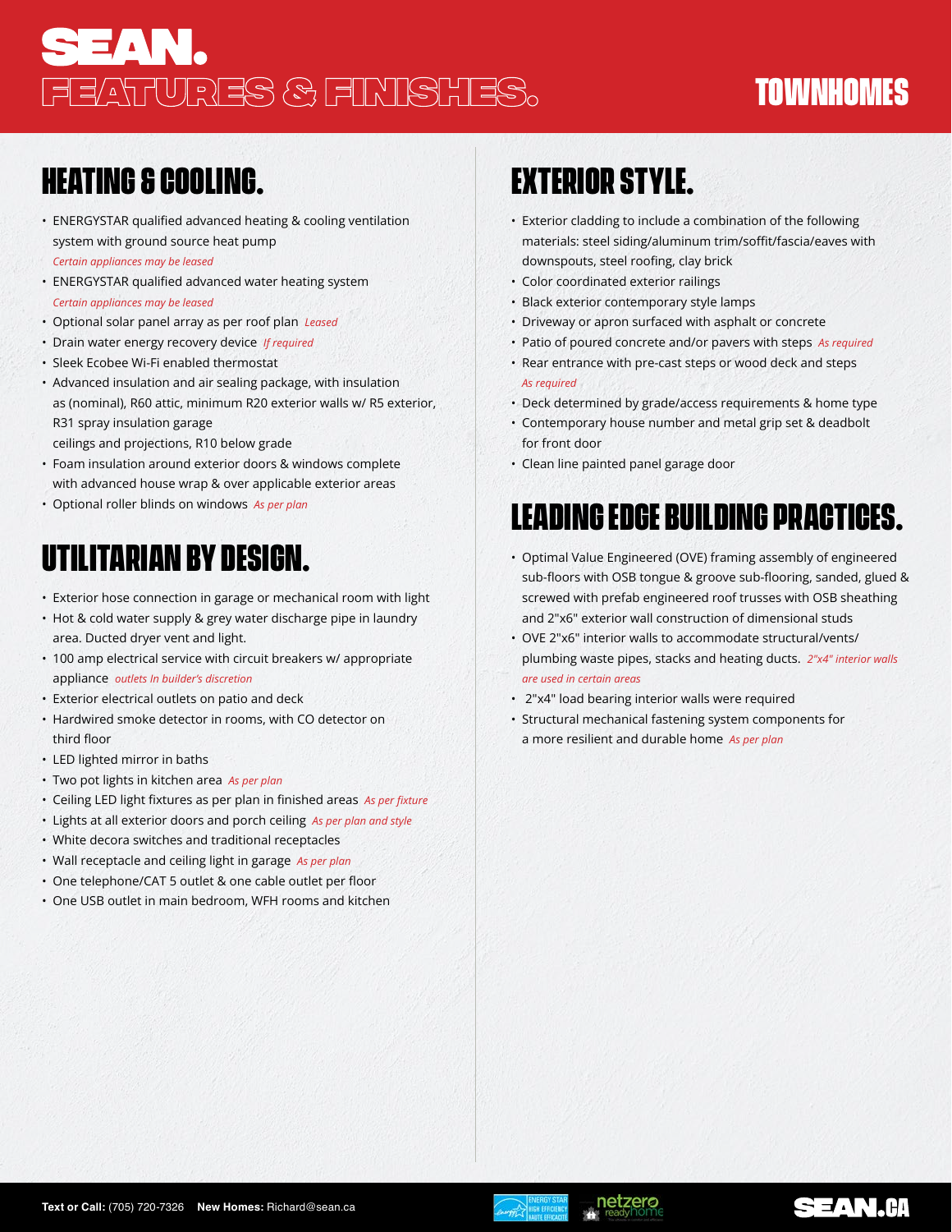# SEAN.
# FEATURES & FINISHES.

## TOWNHOMES

## HEATING & COOLING.

- ENERGYSTAR qualified advanced heating & cooling ventilation system with ground source heat pump *Certain appliances may be leased*
- ENERGYSTAR qualified advanced water heating system *Certain appliances may be leased*
- Optional solar panel array as per roof plan *Leased*
- Drain water energy recovery device *If required*
- Sleek Ecobee Wi-Fi enabled thermostat
- Advanced insulation and air sealing package, with insulation as (nominal), R60 attic, minimum R20 exterior walls w/ R5 exterior, R31 spray insulation garage ceilings and projections, R10 below grade
- Foam insulation around exterior doors & windows complete with advanced house wrap & over applicable exterior areas
- Optional roller blinds on windows *As per plan*

## UTILITARIAN BY DESIGN.

- Exterior hose connection in garage or mechanical room with light
- Hot & cold water supply & grey water discharge pipe in laundry area. Ducted dryer vent and light.
- 100 amp electrical service with circuit breakers w/ appropriate appliance *outlets In builder's discretion*
- Exterior electrical outlets on patio and deck
- Hardwired smoke detector in rooms, with CO detector on third floor
- LED lighted mirror in baths
- Two pot lights in kitchen area *As per plan*
- Ceiling LED light fixtures as per plan in finished areas *As per fixture*
- Lights at all exterior doors and porch ceiling *As per plan and style*
- White decora switches and traditional receptacles
- Wall receptacle and ceiling light in garage *As per plan*
- One telephone/CAT 5 outlet & one cable outlet per floor
- One USB outlet in main bedroom, WFH rooms and kitchen

## EXTERIOR STYLE.

- Exterior cladding to include a combination of the following materials: steel siding/aluminum trim/soffit/fascia/eaves with downspouts, steel roofing, clay brick
- Color coordinated exterior railings
- Black exterior contemporary style lamps
- Driveway or apron surfaced with asphalt or concrete
- Patio of poured concrete and/or pavers with steps *As required*
- Rear entrance with pre-cast steps or wood deck and steps *As required*
- Deck determined by grade/access requirements & home type
- Contemporary house number and metal grip set & deadbolt for front door
- Clean line painted panel garage door

## LEADING EDGE BUILDING PRACTICES.

- Optimal Value Engineered (OVE) framing assembly of engineered sub-floors with OSB tongue & groove sub-flooring, sanded, glued & screwed with prefab engineered roof trusses with OSB sheathing and 2"x6" exterior wall construction of dimensional studs
- OVE 2"x6" interior walls to accommodate structural/vents/ plumbing waste pipes, stacks and heating ducts. *2"x4" interior walls are used in certain areas*
- 2"x4" load bearing interior walls were required
- Structural mechanical fastening system components for a more resilient and durable home *As per plan*

**Text or Call:** (705) 720-7326 **New Homes:** Richard@sean.ca

SEAN.CA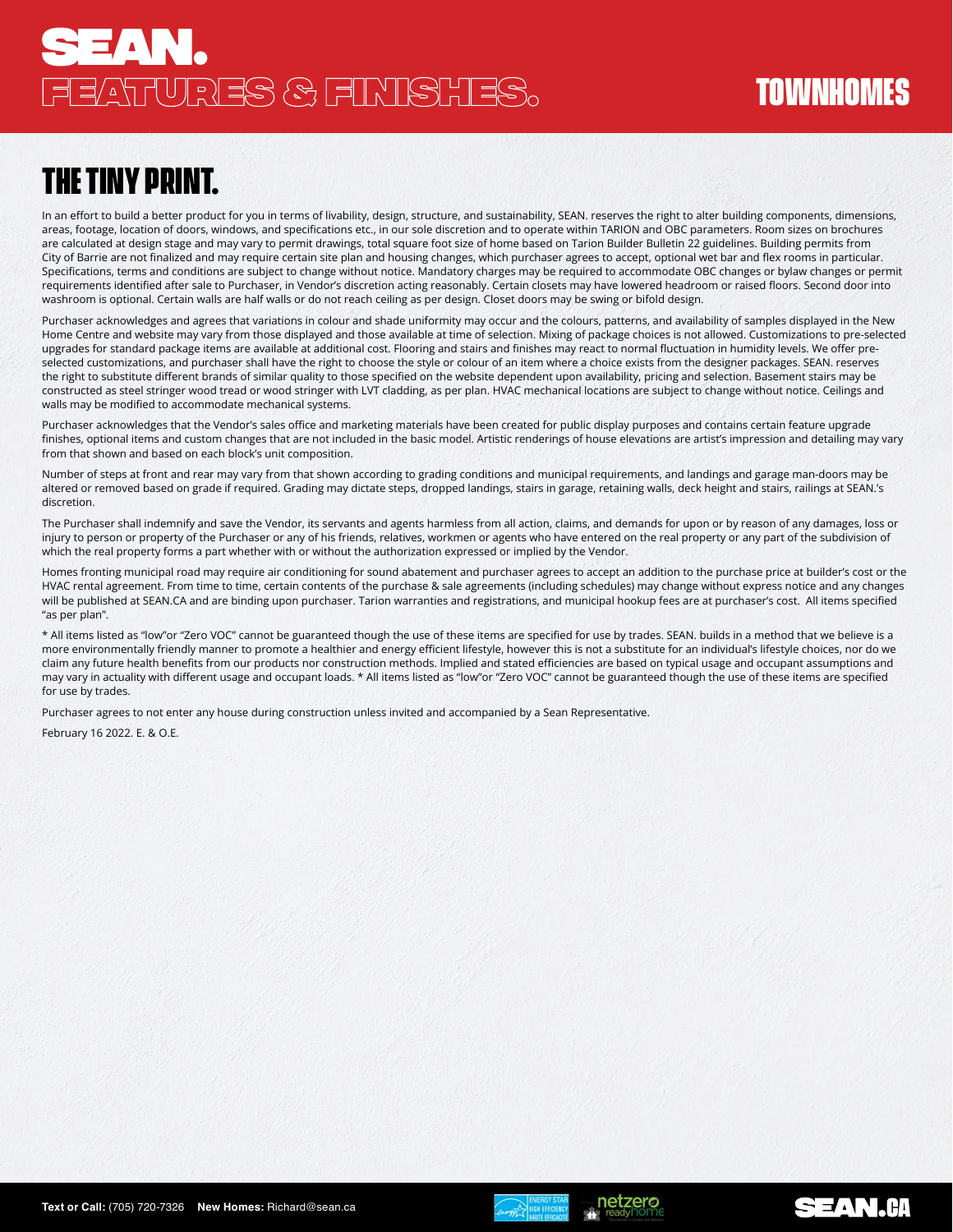# SEAN.

## FEATURES & FINISHES.

## TOWNHOMES

## THE TINY PRINT.

In an effort to build a better product for you in terms of livability, design, structure, and sustainability, SEAN. reserves the right to alter building components, dimensions, areas, footage, location of doors, windows, and specifications etc., in our sole discretion and to operate within TARION and OBC parameters. Room sizes on brochures are calculated at design stage and may vary to permit drawings, total square foot size of home based on Tarion Builder Bulletin 22 guidelines. Building permits from City of Barrie are not finalized and may require certain site plan and housing changes, which purchaser agrees to accept, optional wet bar and flex rooms in particular. Specifications, terms and conditions are subject to change without notice. Mandatory charges may be required to accommodate OBC changes or bylaw changes or permit requirements identified after sale to Purchaser, in Vendor's discretion acting reasonably. Certain closets may have lowered headroom or raised floors. Second door into washroom is optional. Certain walls are half walls or do not reach ceiling as per design. Closet doors may be swing or bifold design.

Purchaser acknowledges and agrees that variations in colour and shade uniformity may occur and the colours, patterns, and availability of samples displayed in the New Home Centre and website may vary from those displayed and those available at time of selection. Mixing of package choices is not allowed. Customizations to pre-selected upgrades for standard package items are available at additional cost. Flooring and stairs and finishes may react to normal fluctuation in humidity levels. We offer pre-selected customizations, and purchaser shall have the right to choose the style or colour of an item where a choice exists from the designer packages. SEAN. reserves the right to substitute different brands of similar quality to those specified on the website dependent upon availability, pricing and selection. Basement stairs may be constructed as steel stringer wood tread or wood stringer with LVT cladding, as per plan. HVAC mechanical locations are subject to change without notice. Ceilings and walls may be modified to accommodate mechanical systems.

Purchaser acknowledges that the Vendor's sales office and marketing materials have been created for public display purposes and contains certain feature upgrade finishes, optional items and custom changes that are not included in the basic model. Artistic renderings of house elevations are artist's impression and detailing may vary from that shown and based on each block's unit composition.

Number of steps at front and rear may vary from that shown according to grading conditions and municipal requirements, and landings and garage man-doors may be altered or removed based on grade if required. Grading may dictate steps, dropped landings, stairs in garage, retaining walls, deck height and stairs, railings at SEAN.'s discretion.

The Purchaser shall indemnify and save the Vendor, its servants and agents harmless from all action, claims, and demands for upon or by reason of any damages, loss or injury to person or property of the Purchaser or any of his friends, relatives, workmen or agents who have entered on the real property or any part of the subdivision of which the real property forms a part whether with or without the authorization expressed or implied by the Vendor.

Homes fronting municipal road may require air conditioning for sound abatement and purchaser agrees to accept an addition to the purchase price at builder's cost or the HVAC rental agreement. From time to time, certain contents of the purchase & sale agreements (including schedules) may change without express notice and any changes will be published at SEAN.CA and are binding upon purchaser. Tarion warranties and registrations, and municipal hookup fees are at purchaser's cost. All items specified "as per plan".

* All items listed as "low"or "Zero VOC" cannot be guaranteed though the use of these items are specified for use by trades. SEAN. builds in a method that we believe is a more environmentally friendly manner to promote a healthier and energy efficient lifestyle, however this is not a substitute for an individual's lifestyle choices, nor do we claim any future health benefits from our products nor construction methods. Implied and stated efficiencies are based on typical usage and occupant assumptions and may vary in actuality with different usage and occupant loads. * All items listed as "low"or "Zero VOC" cannot be guaranteed though the use of these items are specified for use by trades.

Purchaser agrees to not enter any house during construction unless invited and accompanied by a Sean Representative.

February 16 2022. E. & O.E.

**Text or Call:** (705) 720-7326 **New Homes:** Richard@sean.ca

SEAN.CA